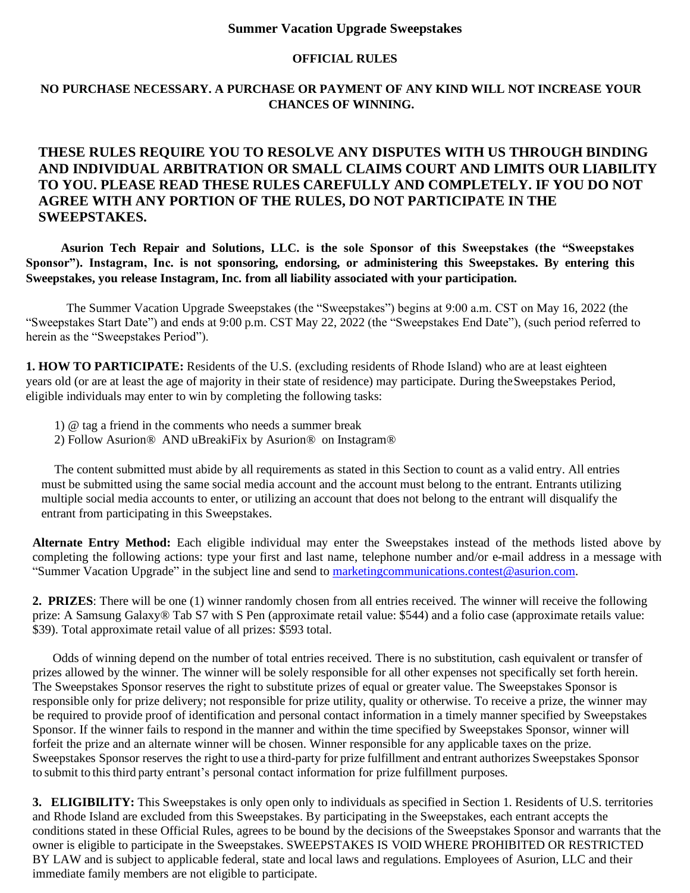# Summary Vacation Upgrade Sweepstakes

# Summer Vacation Upgrade Sweepstakes

## OFFICIAL RULES

**NO PURCHASE NECESSARY. A PURCHASE OR PAYMENT OF ANY KIND WILL NOT INCREASE YOUR CHANCES OF WINNING.**

**THESE RULES REQUIRE YOU TO RESOLVE ANY DISPUTES WITH US THROUGH BINDING AND INDIVIDUAL ARBITRATION OR SMALL CLAIMS COURT AND LIMITS OUR LIABILITY TO YOU. PLEASE READ THESE RULES CAREFULLY AND COMPLETELY. IF YOU DO NOT AGREE WITH ANY PORTION OF THE RULES, DO NOT PARTICIPATE IN THE SWEEPSTAKES.**

**Asurion Tech Repair and Solutions, LLC. is the sole Sponsor of this Sweepstakes (the "Sweepstakes Sponsor"). Instagram, Inc. is not sponsoring, endorsing, or administering this Sweepstakes. By entering this Sweepstakes, you release Instagram, Inc. from all liability associated with your participation.**

The Summer Vacation Upgrade Sweepstakes (the "Sweepstakes") begins at 9:00 a.m. CST on May 16, 2022 (the "Sweepstakes Start Date") and ends at 9:00 p.m. CST May 22, 2022 (the "Sweepstakes End Date"), (such period referred to herein as the "Sweepstakes Period").

**1. HOW TO PARTICIPATE:** Residents of the U.S. (excluding residents of Rhode Island) who are at least eighteen years old (or are at least the age of majority in their state of residence) may participate. During the Sweepstakes Period, eligible individuals may enter to win by completing the following tasks:

1) @ tag a friend in the comments who needs a summer break
2) Follow Asurion® AND uBreakiFix by Asurion® on Instagram®

The content submitted must abide by all requirements as stated in this Section to count as a valid entry. All entries must be submitted using the same social media account and the account must belong to the entrant. Entrants utilizing multiple social media accounts to enter, or utilizing an account that does not belong to the entrant will disqualify the entrant from participating in this Sweepstakes.

**Alternate Entry Method:** Each eligible individual may enter the Sweepstakes instead of the methods listed above by completing the following actions: type your first and last name, telephone number and/or e-mail address in a message with "Summer Vacation Upgrade" in the subject line and send to marketingcommunications.contest@asurion.com.

**2. PRIZES**: There will be one (1) winner randomly chosen from all entries received. The winner will receive the following prize: A Samsung Galaxy® Tab S7 with S Pen (approximate retail value: $544) and a folio case (approximate retails value: $39). Total approximate retail value of all prizes: $593 total.

Odds of winning depend on the number of total entries received. There is no substitution, cash equivalent or transfer of prizes allowed by the winner. The winner will be solely responsible for all other expenses not specifically set forth herein. The Sweepstakes Sponsor reserves the right to substitute prizes of equal or greater value. The Sweepstakes Sponsor is responsible only for prize delivery; not responsible for prize utility, quality or otherwise. To receive a prize, the winner may be required to provide proof of identification and personal contact information in a timely manner specified by Sweepstakes Sponsor. If the winner fails to respond in the manner and within the time specified by Sweepstakes Sponsor, winner will forfeit the prize and an alternate winner will be chosen. Winner responsible for any applicable taxes on the prize. Sweepstakes Sponsor reserves the right to use a third-party for prize fulfillment and entrant authorizes Sweepstakes Sponsor to submit to this third party entrant's personal contact information for prize fulfillment purposes.

**3. ELIGIBILITY:** This Sweepstakes is only open only to individuals as specified in Section 1. Residents of U.S. territories and Rhode Island are excluded from this Sweepstakes. By participating in the Sweepstakes, each entrant accepts the conditions stated in these Official Rules, agrees to be bound by the decisions of the Sweepstakes Sponsor and warrants that the owner is eligible to participate in the Sweepstakes. SWEEPSTAKES IS VOID WHERE PROHIBITED OR RESTRICTED BY LAW and is subject to applicable federal, state and local laws and regulations. Employees of Asurion, LLC and their immediate family members are not eligible to participate.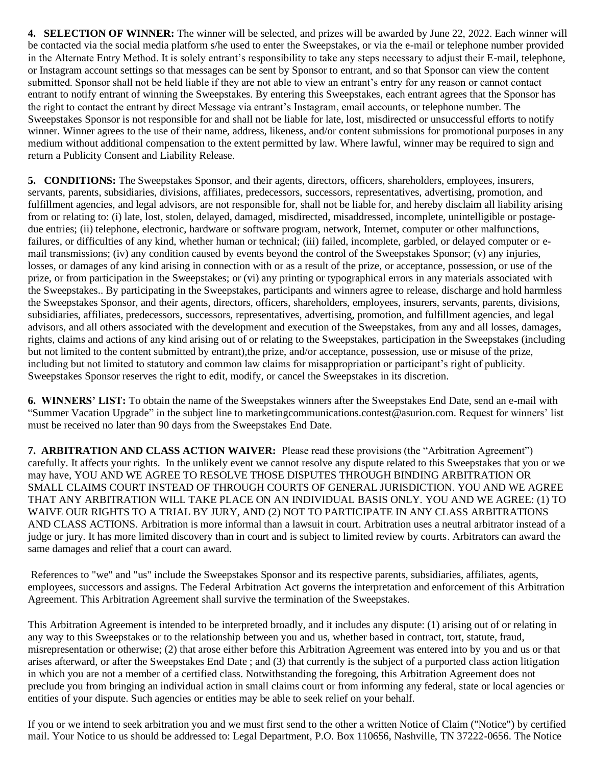**4. SELECTION OF WINNER:** The winner will be selected, and prizes will be awarded by June 22, 2022. Each winner will be contacted via the social media platform s/he used to enter the Sweepstakes, or via the e-mail or telephone number provided in the Alternate Entry Method. It is solely entrant's responsibility to take any steps necessary to adjust their E-mail, telephone, or Instagram account settings so that messages can be sent by Sponsor to entrant, and so that Sponsor can view the content submitted. Sponsor shall not be held liable if they are not able to view an entrant's entry for any reason or cannot contact entrant to notify entrant of winning the Sweepstakes. By entering this Sweepstakes, each entrant agrees that the Sponsor has the right to contact the entrant by direct Message via entrant's Instagram, email accounts, or telephone number. The Sweepstakes Sponsor is not responsible for and shall not be liable for late, lost, misdirected or unsuccessful efforts to notify winner. Winner agrees to the use of their name, address, likeness, and/or content submissions for promotional purposes in any medium without additional compensation to the extent permitted by law. Where lawful, winner may be required to sign and return a Publicity Consent and Liability Release.

**5. CONDITIONS:** The Sweepstakes Sponsor, and their agents, directors, officers, shareholders, employees, insurers, servants, parents, subsidiaries, divisions, affiliates, predecessors, successors, representatives, advertising, promotion, and fulfillment agencies, and legal advisors, are not responsible for, shall not be liable for, and hereby disclaim all liability arising from or relating to: (i) late, lost, stolen, delayed, damaged, misdirected, misaddressed, incomplete, unintelligible or postage-due entries; (ii) telephone, electronic, hardware or software program, network, Internet, computer or other malfunctions, failures, or difficulties of any kind, whether human or technical; (iii) failed, incomplete, garbled, or delayed computer or e-mail transmissions; (iv) any condition caused by events beyond the control of the Sweepstakes Sponsor; (v) any injuries, losses, or damages of any kind arising in connection with or as a result of the prize, or acceptance, possession, or use of the prize, or from participation in the Sweepstakes; or (vi) any printing or typographical errors in any materials associated with the Sweepstakes.. By participating in the Sweepstakes, participants and winners agree to release, discharge and hold harmless the Sweepstakes Sponsor, and their agents, directors, officers, shareholders, employees, insurers, servants, parents, divisions, subsidiaries, affiliates, predecessors, successors, representatives, advertising, promotion, and fulfillment agencies, and legal advisors, and all others associated with the development and execution of the Sweepstakes, from any and all losses, damages, rights, claims and actions of any kind arising out of or relating to the Sweepstakes, participation in the Sweepstakes (including but not limited to the content submitted by entrant),the prize, and/or acceptance, possession, use or misuse of the prize, including but not limited to statutory and common law claims for misappropriation or participant's right of publicity. Sweepstakes Sponsor reserves the right to edit, modify, or cancel the Sweepstakes in its discretion.

**6. WINNERS' LIST:** To obtain the name of the Sweepstakes winners after the Sweepstakes End Date, send an e-mail with "Summer Vacation Upgrade" in the subject line to marketingcommunications.contest@asurion.com. Request for winners' list must be received no later than 90 days from the Sweepstakes End Date.

**7. ARBITRATION AND CLASS ACTION WAIVER:** Please read these provisions (the "Arbitration Agreement") carefully. It affects your rights. In the unlikely event we cannot resolve any dispute related to this Sweepstakes that you or we may have, YOU AND WE AGREE TO RESOLVE THOSE DISPUTES THROUGH BINDING ARBITRATION OR SMALL CLAIMS COURT INSTEAD OF THROUGH COURTS OF GENERAL JURISDICTION. YOU AND WE AGREE THAT ANY ARBITRATION WILL TAKE PLACE ON AN INDIVIDUAL BASIS ONLY. YOU AND WE AGREE: (1) TO WAIVE OUR RIGHTS TO A TRIAL BY JURY, AND (2) NOT TO PARTICIPATE IN ANY CLASS ARBITRATIONS AND CLASS ACTIONS. Arbitration is more informal than a lawsuit in court. Arbitration uses a neutral arbitrator instead of a judge or jury. It has more limited discovery than in court and is subject to limited review by courts. Arbitrators can award the same damages and relief that a court can award.

References to "we" and "us" include the Sweepstakes Sponsor and its respective parents, subsidiaries, affiliates, agents, employees, successors and assigns. The Federal Arbitration Act governs the interpretation and enforcement of this Arbitration Agreement. This Arbitration Agreement shall survive the termination of the Sweepstakes.

This Arbitration Agreement is intended to be interpreted broadly, and it includes any dispute: (1) arising out of or relating in any way to this Sweepstakes or to the relationship between you and us, whether based in contract, tort, statute, fraud, misrepresentation or otherwise; (2) that arose either before this Arbitration Agreement was entered into by you and us or that arises afterward, or after the Sweepstakes End Date ; and (3) that currently is the subject of a purported class action litigation in which you are not a member of a certified class. Notwithstanding the foregoing, this Arbitration Agreement does not preclude you from bringing an individual action in small claims court or from informing any federal, state or local agencies or entities of your dispute. Such agencies or entities may be able to seek relief on your behalf.

If you or we intend to seek arbitration you and we must first send to the other a written Notice of Claim ("Notice") by certified mail. Your Notice to us should be addressed to: Legal Department, P.O. Box 110656, Nashville, TN 37222-0656. The Notice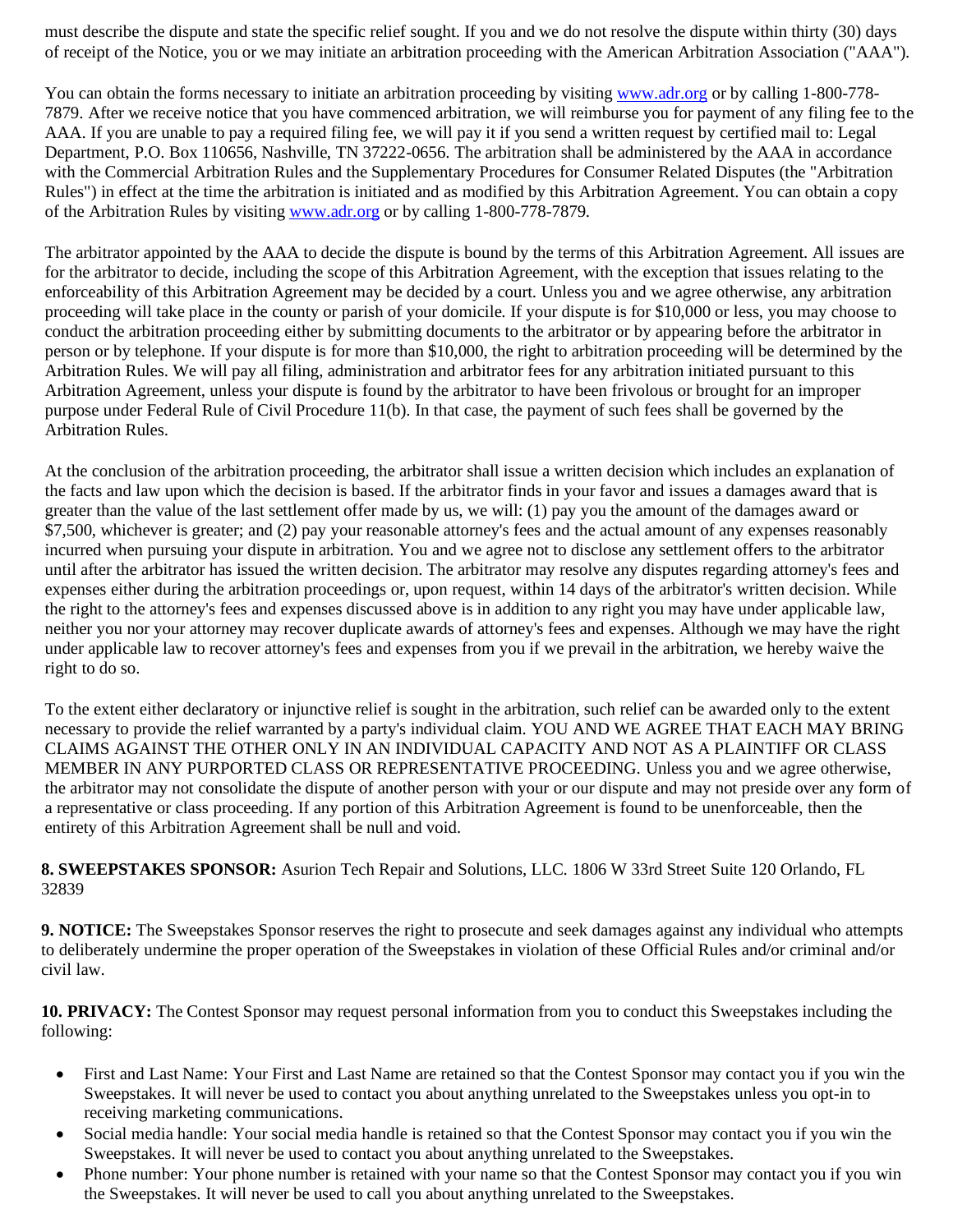must describe the dispute and state the specific relief sought. If you and we do not resolve the dispute within thirty (30) days of receipt of the Notice, you or we may initiate an arbitration proceeding with the American Arbitration Association ("AAA").

You can obtain the forms necessary to initiate an arbitration proceeding by visiting www.adr.org or by calling 1-800-778-7879. After we receive notice that you have commenced arbitration, we will reimburse you for payment of any filing fee to the AAA. If you are unable to pay a required filing fee, we will pay it if you send a written request by certified mail to: Legal Department, P.O. Box 110656, Nashville, TN 37222-0656. The arbitration shall be administered by the AAA in accordance with the Commercial Arbitration Rules and the Supplementary Procedures for Consumer Related Disputes (the "Arbitration Rules") in effect at the time the arbitration is initiated and as modified by this Arbitration Agreement. You can obtain a copy of the Arbitration Rules by visiting www.adr.org or by calling 1-800-778-7879.

The arbitrator appointed by the AAA to decide the dispute is bound by the terms of this Arbitration Agreement. All issues are for the arbitrator to decide, including the scope of this Arbitration Agreement, with the exception that issues relating to the enforceability of this Arbitration Agreement may be decided by a court. Unless you and we agree otherwise, any arbitration proceeding will take place in the county or parish of your domicile. If your dispute is for $10,000 or less, you may choose to conduct the arbitration proceeding either by submitting documents to the arbitrator or by appearing before the arbitrator in person or by telephone. If your dispute is for more than $10,000, the right to arbitration proceeding will be determined by the Arbitration Rules. We will pay all filing, administration and arbitrator fees for any arbitration initiated pursuant to this Arbitration Agreement, unless your dispute is found by the arbitrator to have been frivolous or brought for an improper purpose under Federal Rule of Civil Procedure 11(b). In that case, the payment of such fees shall be governed by the Arbitration Rules.

At the conclusion of the arbitration proceeding, the arbitrator shall issue a written decision which includes an explanation of the facts and law upon which the decision is based. If the arbitrator finds in your favor and issues a damages award that is greater than the value of the last settlement offer made by us, we will: (1) pay you the amount of the damages award or $7,500, whichever is greater; and (2) pay your reasonable attorney's fees and the actual amount of any expenses reasonably incurred when pursuing your dispute in arbitration. You and we agree not to disclose any settlement offers to the arbitrator until after the arbitrator has issued the written decision. The arbitrator may resolve any disputes regarding attorney's fees and expenses either during the arbitration proceedings or, upon request, within 14 days of the arbitrator's written decision. While the right to the attorney's fees and expenses discussed above is in addition to any right you may have under applicable law, neither you nor your attorney may recover duplicate awards of attorney's fees and expenses. Although we may have the right under applicable law to recover attorney's fees and expenses from you if we prevail in the arbitration, we hereby waive the right to do so.

To the extent either declaratory or injunctive relief is sought in the arbitration, such relief can be awarded only to the extent necessary to provide the relief warranted by a party's individual claim. YOU AND WE AGREE THAT EACH MAY BRING CLAIMS AGAINST THE OTHER ONLY IN AN INDIVIDUAL CAPACITY AND NOT AS A PLAINTIFF OR CLASS MEMBER IN ANY PURPORTED CLASS OR REPRESENTATIVE PROCEEDING. Unless you and we agree otherwise, the arbitrator may not consolidate the dispute of another person with your or our dispute and may not preside over any form of a representative or class proceeding. If any portion of this Arbitration Agreement is found to be unenforceable, then the entirety of this Arbitration Agreement shall be null and void.

**8. SWEEPSTAKES SPONSOR:** Asurion Tech Repair and Solutions, LLC. 1806 W 33rd Street Suite 120 Orlando, FL 32839

**9. NOTICE:** The Sweepstakes Sponsor reserves the right to prosecute and seek damages against any individual who attempts to deliberately undermine the proper operation of the Sweepstakes in violation of these Official Rules and/or criminal and/or civil law.

**10. PRIVACY:** The Contest Sponsor may request personal information from you to conduct this Sweepstakes including the following:

- First and Last Name: Your First and Last Name are retained so that the Contest Sponsor may contact you if you win the Sweepstakes. It will never be used to contact you about anything unrelated to the Sweepstakes unless you opt-in to receiving marketing communications.
- Social media handle: Your social media handle is retained so that the Contest Sponsor may contact you if you win the Sweepstakes. It will never be used to contact you about anything unrelated to the Sweepstakes.
- Phone number: Your phone number is retained with your name so that the Contest Sponsor may contact you if you win the Sweepstakes. It will never be used to call you about anything unrelated to the Sweepstakes.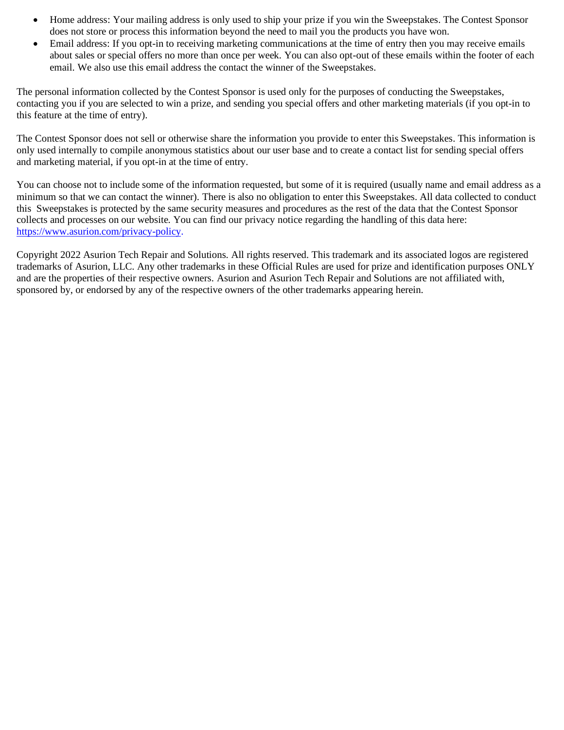- Home address: Your mailing address is only used to ship your prize if you win the Sweepstakes. The Contest Sponsor does not store or process this information beyond the need to mail you the products you have won.
- Email address: If you opt-in to receiving marketing communications at the time of entry then you may receive emails about sales or special offers no more than once per week. You can also opt-out of these emails within the footer of each email. We also use this email address the contact the winner of the Sweepstakes.

The personal information collected by the Contest Sponsor is used only for the purposes of conducting the Sweepstakes, contacting you if you are selected to win a prize, and sending you special offers and other marketing materials (if you opt-in to this feature at the time of entry).

The Contest Sponsor does not sell or otherwise share the information you provide to enter this Sweepstakes. This information is only used internally to compile anonymous statistics about our user base and to create a contact list for sending special offers and marketing material, if you opt-in at the time of entry.

You can choose not to include some of the information requested, but some of it is required (usually name and email address as a minimum so that we can contact the winner). There is also no obligation to enter this Sweepstakes. All data collected to conduct this Sweepstakes is protected by the same security measures and procedures as the rest of the data that the Contest Sponsor collects and processes on our website. You can find our privacy notice regarding the handling of this data here: [https://www.asurion.com/privacy-policy](https://www.asurion.com/privacy-policy).

Copyright 2022 Asurion Tech Repair and Solutions. All rights reserved. This trademark and its associated logos are registered trademarks of Asurion, LLC. Any other trademarks in these Official Rules are used for prize and identification purposes ONLY and are the properties of their respective owners. Asurion and Asurion Tech Repair and Solutions are not affiliated with, sponsored by, or endorsed by any of the respective owners of the other trademarks appearing herein.